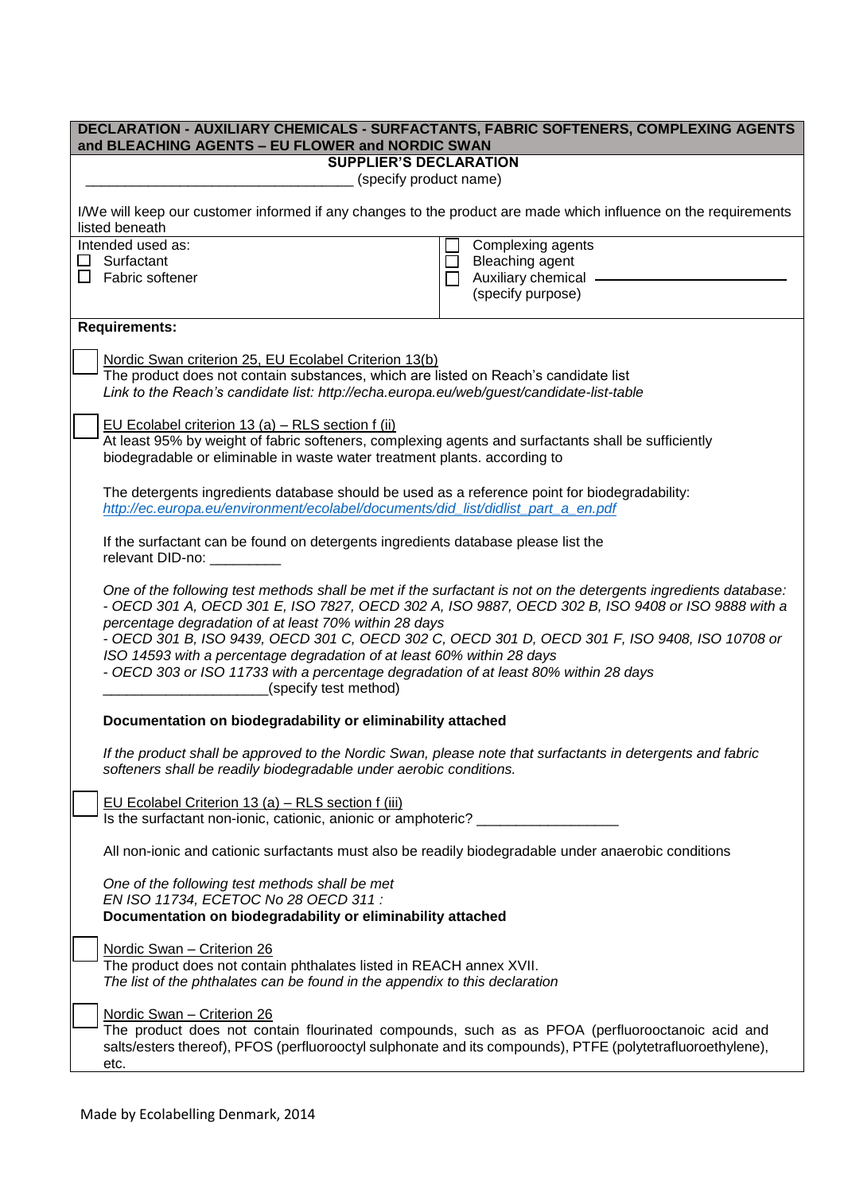**DECLARATION - AUXILIARY CHEMICALS - SURFACTANTS, FABRIC SOFTENERS, COMPLEXING AGENTS and BLEACHING AGENTS – EU FLOWER and NORDIC SWAN**

**SUPPLIER'S DECLARATION**

_________________________________ (specify product name)

I/We will keep our customer informed if any changes to the product are made which influence on the requirements listed beneath

Intended used as:

- ☐ Surfactant
- ☐ Fabric softener
- ☐ Complexing agents
- ☐ Bleaching agent
- ☐ Auxiliary chemical _______________ (specify purpose)

**Requirements:**

☐ Nordic Swan criterion 25, EU Ecolabel Criterion 13(b)
The product does not contain substances, which are listed on Reach's candidate list
*Link to the Reach's candidate list: http://echa.europa.eu/web/guest/candidate-list-table*

☐ EU Ecolabel criterion 13 (a) – RLS section f (ii)
At least 95% by weight of fabric softeners, complexing agents and surfactants shall be sufficiently biodegradable or eliminable in waste water treatment plants. according to

The detergents ingredients database should be used as a reference point for biodegradability:
*http://ec.europa.eu/environment/ecolabel/documents/did_list/didlist_part_a_en.pdf*

If the surfactant can be found on detergents ingredients database please list the relevant DID-no: _________

*One of the following test methods shall be met if the surfactant is not on the detergents ingredients database:*
*- OECD 301 A, OECD 301 E, ISO 7827, OECD 302 A, ISO 9887, OECD 302 B, ISO 9408 or ISO 9888 with a percentage degradation of at least 70% within 28 days*
*- OECD 301 B, ISO 9439, OECD 301 C, OECD 302 C, OECD 301 D, OECD 301 F, ISO 9408, ISO 10708 or ISO 14593 with a percentage degradation of at least 60% within 28 days*
*- OECD 303 or ISO 11733 with a percentage degradation of at least 80% within 28 days*
____________________(specify test method)

**Documentation on biodegradability or eliminability attached**

*If the product shall be approved to the Nordic Swan, please note that surfactants in detergents and fabric softeners shall be readily biodegradable under aerobic conditions.*

☐ EU Ecolabel Criterion 13 (a) – RLS section f (iii)
Is the surfactant non-ionic, cationic, anionic or amphoteric? _________________

All non-ionic and cationic surfactants must also be readily biodegradable under anaerobic conditions

*One of the following test methods shall be met*
*EN ISO 11734, ECETOC No 28 OECD 311 :*
**Documentation on biodegradability or eliminability attached**

☐ Nordic Swan – Criterion 26
The product does not contain phthalates listed in REACH annex XVII.
*The list of the phthalates can be found in the appendix to this declaration*

☐ Nordic Swan – Criterion 26
The product does not contain flourinated compounds, such as as PFOA (perfluorooctanoic acid and salts/esters thereof), PFOS (perfluorooctyl sulphonate and its compounds), PTFE (polytetrafluoroethylene), etc.

Made by Ecolabelling Denmark, 2014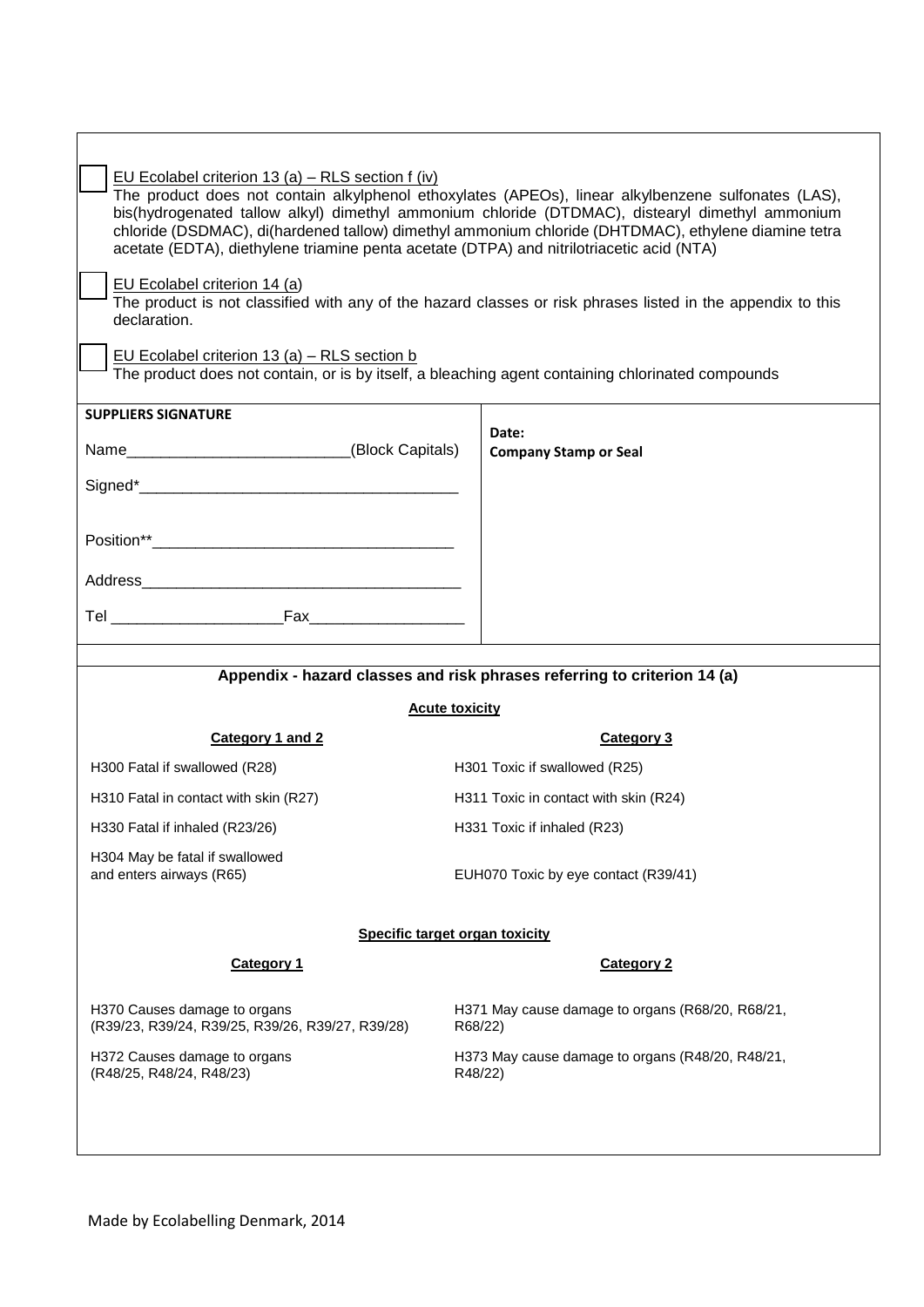☐ EU Ecolabel criterion 13 (a) – RLS section f (iv)
The product does not contain alkylphenol ethoxylates (APEOs), linear alkylbenzene sulfonates (LAS), bis(hydrogenated tallow alkyl) dimethyl ammonium chloride (DTDMAC), distearyl dimethyl ammonium chloride (DSDMAC), di(hardened tallow) dimethyl ammonium chloride (DHTDMAC), ethylene diamine tetra acetate (EDTA), diethylene triamine penta acetate (DTPA) and nitrilotriacetic acid (NTA)

☐ EU Ecolabel criterion 14 (a)
The product is not classified with any of the hazard classes or risk phrases listed in the appendix to this declaration.

☐ EU Ecolabel criterion 13 (a) – RLS section b
The product does not contain, or is by itself, a bleaching agent containing chlorinated compounds

| **SUPPLIERS SIGNATURE** | |
|---|---|
| Name__________________________(Block Capitals) | **Date:** |
| Signed*____________________________________ | **Company Stamp or Seal** |
| Position**__________________________________ | |
| Address____________________________________ | |
| Tel ___________________Fax__________________ | |

**Appendix - hazard classes and risk phrases referring to criterion 14 (a)**

**Acute toxicity**

| **Category 1 and 2** | **Category 3** |
|---|---|
| H300 Fatal if swallowed (R28) | H301 Toxic if swallowed (R25) |
| H310 Fatal in contact with skin (R27) | H311 Toxic in contact with skin (R24) |
| H330 Fatal if inhaled (R23/26) | H331 Toxic if inhaled (R23) |
| H304 May be fatal if swallowed and enters airways (R65) | EUH070 Toxic by eye contact (R39/41) |

**Specific target organ toxicity**

| **Category 1** | **Category 2** |
|---|---|
| H370 Causes damage to organs (R39/23, R39/24, R39/25, R39/26, R39/27, R39/28) | H371 May cause damage to organs (R68/20, R68/21, R68/22) |
| H372 Causes damage to organs (R48/25, R48/24, R48/23) | H373 May cause damage to organs (R48/20, R48/21, R48/22) |

Made by Ecolabelling Denmark, 2014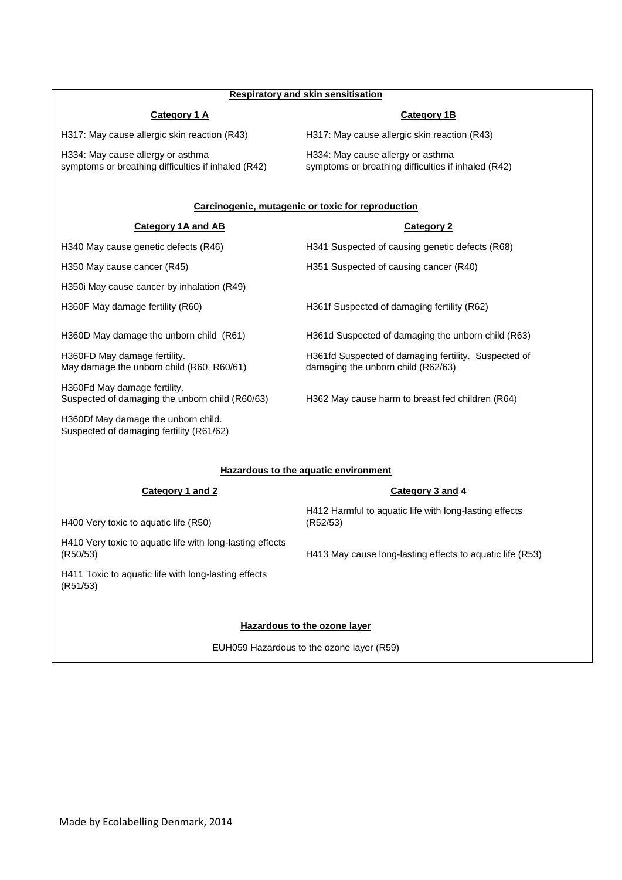**Respiratory and skin sensitisation**

| Category 1 A | Category 1B |
| --- | --- |
| H317: May cause allergic skin reaction (R43) | H317: May cause allergic skin reaction (R43) |
| H334: May cause allergy or asthma symptoms or breathing difficulties if inhaled (R42) | H334: May cause allergy or asthma symptoms or breathing difficulties if inhaled (R42) |

**Carcinogenic, mutagenic or toxic for reproduction**

| Category 1A and AB | Category 2 |
| --- | --- |
| H340 May cause genetic defects (R46) | H341 Suspected of causing genetic defects (R68) |
| H350 May cause cancer (R45) | H351 Suspected of causing cancer (R40) |
| H350i May cause cancer by inhalation (R49) | |
| H360F May damage fertility (R60) | H361f Suspected of damaging fertility (R62) |
| H360D May damage the unborn child (R61) | H361d Suspected of damaging the unborn child (R63) |
| H360FD May damage fertility. May damage the unborn child (R60, R60/61) | H361fd Suspected of damaging fertility. Suspected of damaging the unborn child (R62/63) |
| H360Fd May damage fertility. Suspected of damaging the unborn child (R60/63) | H362 May cause harm to breast fed children (R64) |
| H360Df May damage the unborn child. Suspected of damaging fertility (R61/62) | |

**Hazardous to the aquatic environment**

| Category 1 and 2 | Category 3 and 4 |
| --- | --- |
| H400 Very toxic to aquatic life (R50) | H412 Harmful to aquatic life with long-lasting effects (R52/53) |
| H410 Very toxic to aquatic life with long-lasting effects (R50/53) | H413 May cause long-lasting effects to aquatic life (R53) |
| H411 Toxic to aquatic life with long-lasting effects (R51/53) | |

**Hazardous to the ozone layer**

EUH059 Hazardous to the ozone layer (R59)

Made by Ecolabelling Denmark, 2014